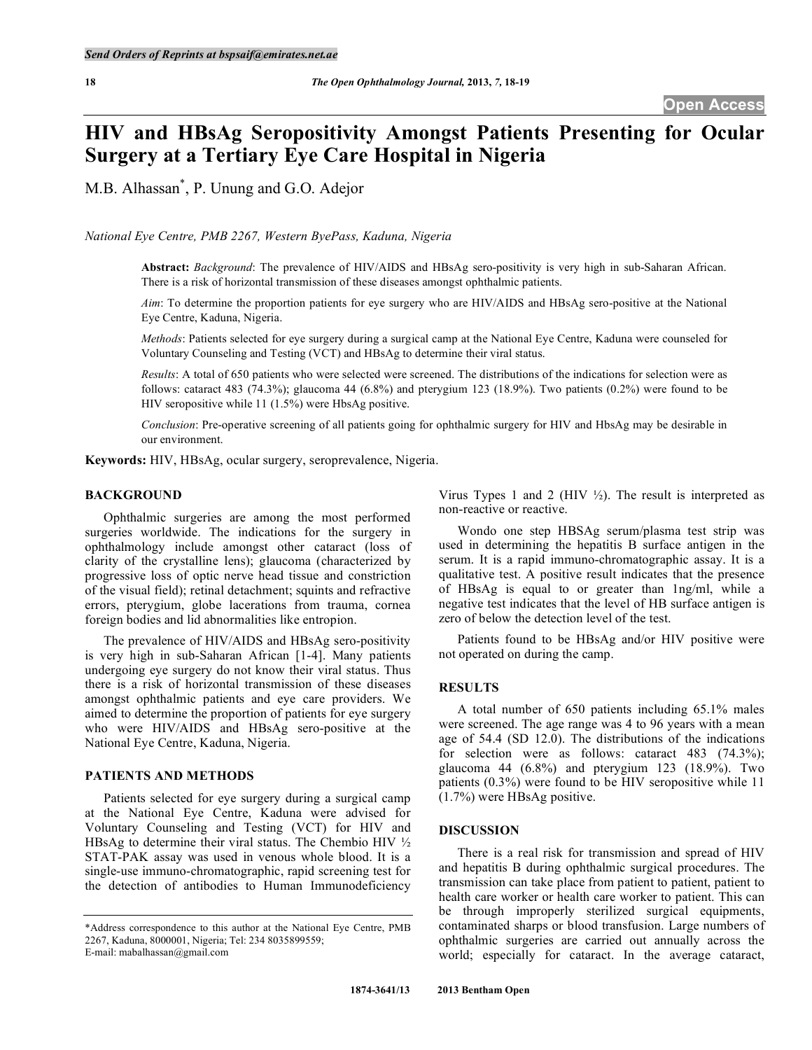# HIV and HBsAg Seropositivity Amongst Patients Presenting for Ocular Surgery at a Tertiary Eye Care Hospital in Nigeria

M.B. Alhassan*, P. Unung and G.O. Adejor

*National Eye Centre, PMB 2267, Western ByePass, Kaduna, Nigeria*

**Abstract:** *Background*: The prevalence of HIV/AIDS and HBsAg sero-positivity is very high in sub-Saharan African. There is a risk of horizontal transmission of these diseases amongst ophthalmic patients.

*Aim*: To determine the proportion patients for eye surgery who are HIV/AIDS and HBsAg sero-positive at the National Eye Centre, Kaduna, Nigeria.

*Methods*: Patients selected for eye surgery during a surgical camp at the National Eye Centre, Kaduna were counseled for Voluntary Counseling and Testing (VCT) and HBsAg to determine their viral status.

*Results*: A total of 650 patients who were selected were screened. The distributions of the indications for selection were as follows: cataract 483 (74.3%); glaucoma 44 (6.8%) and pterygium 123 (18.9%). Two patients (0.2%) were found to be HIV seropositive while 11 (1.5%) were HbsAg positive.

*Conclusion*: Pre-operative screening of all patients going for ophthalmic surgery for HIV and HbsAg may be desirable in our environment.

**Keywords:** HIV, HBsAg, ocular surgery, seroprevalence, Nigeria.

## BACKGROUND

Ophthalmic surgeries are among the most performed surgeries worldwide. The indications for the surgery in ophthalmology include amongst other cataract (loss of clarity of the crystalline lens); glaucoma (characterized by progressive loss of optic nerve head tissue and constriction of the visual field); retinal detachment; squints and refractive errors, pterygium, globe lacerations from trauma, cornea foreign bodies and lid abnormalities like entropion.

The prevalence of HIV/AIDS and HBsAg sero-positivity is very high in sub-Saharan African [1-4]. Many patients undergoing eye surgery do not know their viral status. Thus there is a risk of horizontal transmission of these diseases amongst ophthalmic patients and eye care providers. We aimed to determine the proportion of patients for eye surgery who were HIV/AIDS and HBsAg sero-positive at the National Eye Centre, Kaduna, Nigeria.

## PATIENTS AND METHODS

Patients selected for eye surgery during a surgical camp at the National Eye Centre, Kaduna were advised for Voluntary Counseling and Testing (VCT) for HIV and HBsAg to determine their viral status. The Chembio HIV ½ STAT-PAK assay was used in venous whole blood. It is a single-use immuno-chromatographic, rapid screening test for the detection of antibodies to Human Immunodeficiency Virus Types 1 and 2 (HIV ½). The result is interpreted as non-reactive or reactive.

Wondo one step HBSAg serum/plasma test strip was used in determining the hepatitis B surface antigen in the serum. It is a rapid immuno-chromatographic assay. It is a qualitative test. A positive result indicates that the presence of HBsAg is equal to or greater than 1ng/ml, while a negative test indicates that the level of HB surface antigen is zero of below the detection level of the test.

Patients found to be HBsAg and/or HIV positive were not operated on during the camp.

## RESULTS

A total number of 650 patients including 65.1% males were screened. The age range was 4 to 96 years with a mean age of 54.4 (SD 12.0). The distributions of the indications for selection were as follows: cataract 483 (74.3%); glaucoma 44 (6.8%) and pterygium 123 (18.9%). Two patients (0.3%) were found to be HIV seropositive while 11 (1.7%) were HBsAg positive.

## DISCUSSION

There is a real risk for transmission and spread of HIV and hepatitis B during ophthalmic surgical procedures. The transmission can take place from patient to patient, patient to health care worker or health care worker to patient. This can be through improperly sterilized surgical equipments, contaminated sharps or blood transfusion. Large numbers of ophthalmic surgeries are carried out annually across the world; especially for cataract. In the average cataract,

*Address correspondence to this author at the National Eye Centre, PMB 2267, Kaduna, 8000001, Nigeria; Tel: 234 8035899559; E-mail: mabalhassan@gmail.com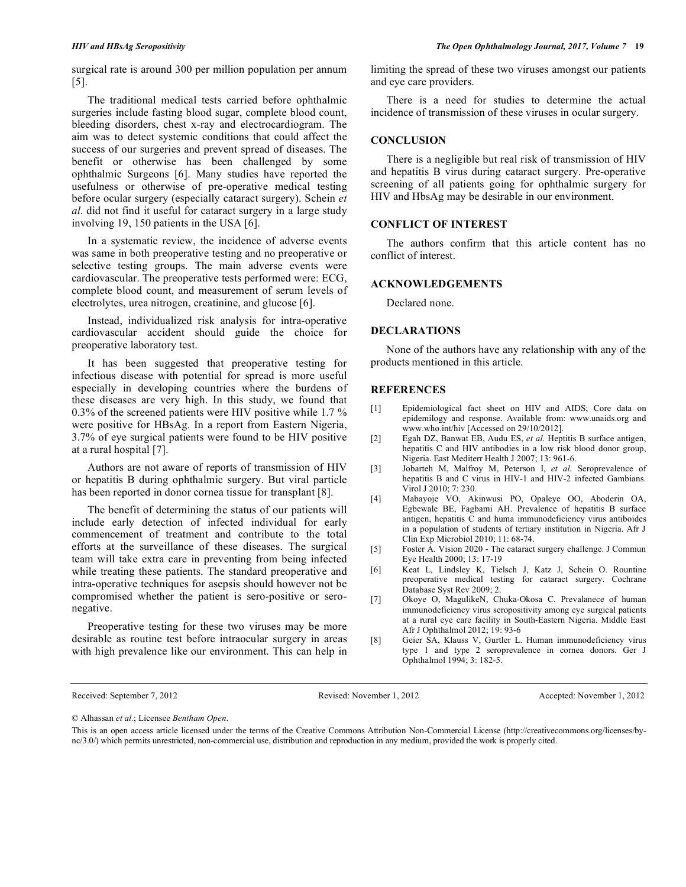surgical rate is around 300 per million population per annum [5].

The traditional medical tests carried before ophthalmic surgeries include fasting blood sugar, complete blood count, bleeding disorders, chest x-ray and electrocardiogram. The aim was to detect systemic conditions that could affect the success of our surgeries and prevent spread of diseases. The benefit or otherwise has been challenged by some ophthalmic Surgeons [6]. Many studies have reported the usefulness or otherwise of pre-operative medical testing before ocular surgery (especially cataract surgery). Schein *et al*. did not find it useful for cataract surgery in a large study involving 19, 150 patients in the USA [6].

In a systematic review, the incidence of adverse events was same in both preoperative testing and no preoperative or selective testing groups. The main adverse events were cardiovascular. The preoperative tests performed were: ECG, complete blood count, and measurement of serum levels of electrolytes, urea nitrogen, creatinine, and glucose [6].

Instead, individualized risk analysis for intra-operative cardiovascular accident should guide the choice for preoperative laboratory test.

It has been suggested that preoperative testing for infectious disease with potential for spread is more useful especially in developing countries where the burdens of these diseases are very high. In this study, we found that 0.3% of the screened patients were HIV positive while 1.7 % were positive for HBsAg. In a report from Eastern Nigeria, 3.7% of eye surgical patients were found to be HIV positive at a rural hospital [7].

Authors are not aware of reports of transmission of HIV or hepatitis B during ophthalmic surgery. But viral particle has been reported in donor cornea tissue for transplant [8].

The benefit of determining the status of our patients will include early detection of infected individual for early commencement of treatment and contribute to the total efforts at the surveillance of these diseases. The surgical team will take extra care in preventing from being infected while treating these patients. The standard preoperative and intra-operative techniques for asepsis should however not be compromised whether the patient is sero-positive or sero-negative.

Preoperative testing for these two viruses may be more desirable as routine test before intraocular surgery in areas with high prevalence like our environment. This can help in limiting the spread of these two viruses amongst our patients and eye care providers.

There is a need for studies to determine the actual incidence of transmission of these viruses in ocular surgery.

## CONCLUSION

There is a negligible but real risk of transmission of HIV and hepatitis B virus during cataract surgery. Pre-operative screening of all patients going for ophthalmic surgery for HIV and HbsAg may be desirable in our environment.

## CONFLICT OF INTEREST

The authors confirm that this article content has no conflict of interest.

## ACKNOWLEDGEMENTS

Declared none.

## DECLARATIONS

None of the authors have any relationship with any of the products mentioned in this article.

## REFERENCES

[1] Epidemiological fact sheet on HIV and AIDS; Core data on epidemilogy and response. Available from: www.unaids.org and www.who.int/hiv [Accessed on 29/10/2012].

[2] Egah DZ, Banwat EB, Audu ES, *et al*. Heptitis B surface antigen, hepatitis C and HIV antibodies in a low risk blood donor group, Nigeria. East Mediterr Health J 2007; 13: 961-6.

[3] Jobarteh M, Malfroy M, Peterson I, *et al.* Seroprevalence of hepatitis B and C virus in HIV-1 and HIV-2 infected Gambians. Virol J 2010; 7: 230.

[4] Mabayoje VO, Akinwusi PO, Opaleye OO, Aboderin OA, Egbewale BE, Fagbami AH. Prevalence of hepatitis B surface antigen, hepatitis C and huma immunodeficiency virus antiboides in a population of students of tertiary institution in Nigeria. Afr J Clin Exp Microbiol 2010; 11: 68-74.

[5] Foster A. Vision 2020 - The cataract surgery challenge. J Commun Eye Health 2000; 13: 17-19

[6] Keat L, Lindsley K, Tielsch J, Katz J, Schein O. Rountine preoperative medical testing for cataract surgery. Cochrane Database Syst Rev 2009; 2.

[7] Okoye O, MagulikeN, Chuka-Okosa C. Prevalanece of human immunodeficiency virus seropositivity among eye surgical patients at a rural eye care facility in South-Eastern Nigeria. Middle East Afr J Ophthalmol 2012; 19: 93-6

[8] Geier SA, Klauss V, Gurtler L. Human immunodeficiency virus type 1 and type 2 seroprevalence in cornea donors. Ger J Ophthalmol 1994; 3: 182-5.

Received: September 7, 2012 Revised: November 1, 2012 Accepted: November 1, 2012

© Alhassan *et al.*; Licensee *Bentham Open*.

This is an open access article licensed under the terms of the Creative Commons Attribution Non-Commercial License (http://creativecommons.org/licenses/by-nc/3.0/) which permits unrestricted, non-commercial use, distribution and reproduction in any medium, provided the work is properly cited.